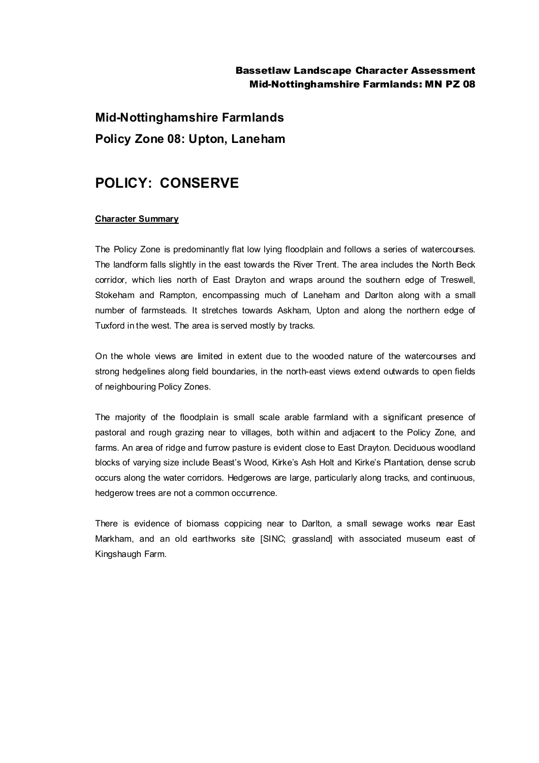# Mid-Nottinghamshire Farmlands

## Policy Zone 08: Upton, Laneham

# POLICY: CONSERVE

**Character Summary**

The Policy Zone is predominantly flat low lying floodplain and follows a series of watercourses. The landform falls slightly in the east towards the River Trent. The area includes the North Beck corridor, which lies north of East Drayton and wraps around the southern edge of Treswell, Stokeham and Rampton, encompassing much of Laneham and Darlton along with a small number of farmsteads. It stretches towards Askham, Upton and along the northern edge of Tuxford in the west. The area is served mostly by tracks.

On the whole views are limited in extent due to the wooded nature of the watercourses and strong hedgelines along field boundaries, in the north-east views extend outwards to open fields of neighbouring Policy Zones.

The majority of the floodplain is small scale arable farmland with a significant presence of pastoral and rough grazing near to villages, both within and adjacent to the Policy Zone, and farms. An area of ridge and furrow pasture is evident close to East Drayton. Deciduous woodland blocks of varying size include Beast's Wood, Kirke's Ash Holt and Kirke's Plantation, dense scrub occurs along the water corridors. Hedgerows are large, particularly along tracks, and continuous, hedgerow trees are not a common occurrence.

There is evidence of biomass coppicing near to Darlton, a small sewage works near East Markham, and an old earthworks site [SINC; grassland] with associated museum east of Kingshaugh Farm.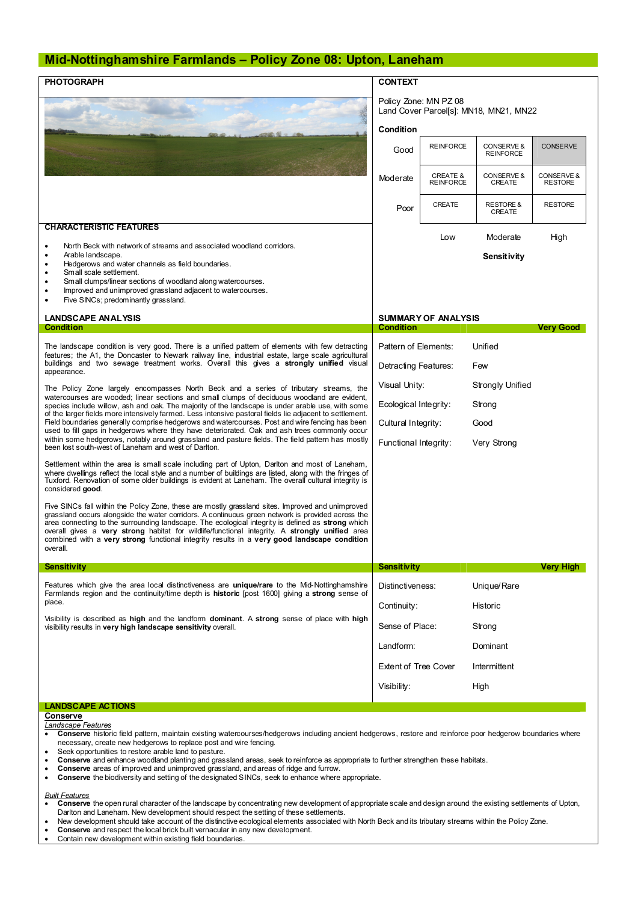# Mid-Nottinghamshire Farmlands – Policy Zone 08: Upton, Laneham

## PHOTOGRAPH

## CONTEXT

Policy Zone: MN PZ 08
Land Cover Parcel[s]: MN18, MN21, MN22

**Condition**

| Condition | Low | Moderate | High |
|---|---|---|---|
| Good | REINFORCE | CONSERVE & REINFORCE | CONSERVE |
| Moderate | CREATE & REINFORCE | CONSERVE & CREATE | CONSERVE & RESTORE |
| Poor | CREATE | RESTORE & CREATE | RESTORE |
| | **Sensitivity** | | |

## CHARACTERISTIC FEATURES

- North Beck with network of streams and associated woodland corridors.
- Arable landscape.
- Hedgerows and water channels as field boundaries.
- Small scale settlement.
- Small clumps/linear sections of woodland along watercourses.
- Improved and unimproved grassland adjacent to watercourses.
- Five SINCs; predominantly grassland.

## LANDSCAPE ANALYSIS

### Condition

The landscape condition is very good. There is a unified pattern of elements with few detracting features; the A1, the Doncaster to Newark railway line, industrial estate, large scale agricultural buildings and two sewage treatment works. Overall this gives a **strongly unified** visual appearance.

The Policy Zone largely encompasses North Beck and a series of tributary streams, the watercourses are wooded; linear sections and small clumps of deciduous woodland are evident, species include willow, ash and oak. The majority of the landscape is under arable use, with some of the larger fields more intensively farmed. Less intensive pastoral fields lie adjacent to settlement. Field boundaries generally comprise hedgerows and watercourses. Post and wire fencing has been used to fill gaps in hedgerows where they have deteriorated. Oak and ash trees commonly occur within some hedgerows, notably around grassland and pasture fields. The field pattern has mostly been lost south-west of Laneham and west of Darlton.

Settlement within the area is small scale including part of Upton, Darlton and most of Laneham, where dwellings reflect the local style and a number of buildings are listed, along with the fringes of Tuxford. Renovation of some older buildings is evident at Laneham. The overall cultural integrity is considered **good**.

Five SINCs fall within the Policy Zone, these are mostly grassland sites. Improved and unimproved grassland occurs alongside the water corridors. A continuous green network is provided across the area connecting to the surrounding landscape. The ecological integrity is defined as **strong** which overall gives a **very strong** habitat for wildlife/functional integrity. A **strongly unified** area combined with a **very strong** functional integrity results in a **very good landscape condition** overall.

## SUMMARY OF ANALYSIS

### Condition — Very Good

| | |
|---|---|
| Pattern of Elements: | Unified |
| Detracting Features: | Few |
| Visual Unity: | Strongly Unified |
| Ecological Integrity: | Strong |
| Cultural Integrity: | Good |
| Functional Integrity: | Very Strong |

### Sensitivity

Features which give the area local distinctiveness are **unique/rare** to the Mid-Nottinghamshire Farmlands region and the continuity/time depth is **historic** [post 1600] giving a **strong** sense of place.

Visibility is described as **high** and the landform **dominant**. A **strong** sense of place with **high** visibility results in **very high landscape sensitivity** overall.

### Sensitivity — Very High

| | |
|---|---|
| Distinctiveness: | Unique/Rare |
| Continuity: | Historic |
| Sense of Place: | Strong |
| Landform: | Dominant |
| Extent of Tree Cover | Intermittent |
| Visibility: | High |

## LANDSCAPE ACTIONS

**Conserve**

*Landscape Features*

- **Conserve** historic field pattern, maintain existing watercourses/hedgerows including ancient hedgerows, restore and reinforce poor hedgerow boundaries where necessary, create new hedgerows to replace post and wire fencing.
- Seek opportunities to restore arable land to pasture.
- **Conserve** and enhance woodland planting and grassland areas, seek to reinforce as appropriate to further strengthen these habitats.
- **Conserve** areas of improved and unimproved grassland, and areas of ridge and furrow.
- **Conserve** the biodiversity and setting of the designated SINCs, seek to enhance where appropriate.

*Built Features*

- **Conserve** the open rural character of the landscape by concentrating new development of appropriate scale and design around the existing settlements of Upton, Darlton and Laneham. New development should respect the setting of these settlements.
- New development should take account of the distinctive ecological elements associated with North Beck and its tributary streams within the Policy Zone.
- **Conserve** and respect the local brick built vernacular in any new development.
- Contain new development within existing field boundaries.